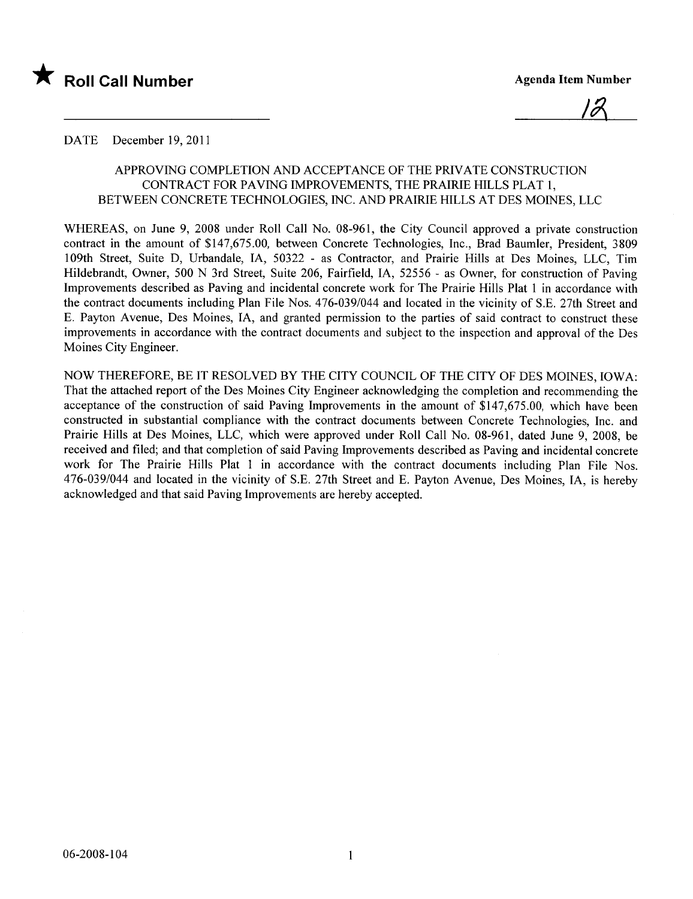★ **Roll Call Number**

**Agenda Item Number**

12

DATE December 19, 2011

APPROVING COMPLETION AND ACCEPTANCE OF THE PRIVATE CONSTRUCTION CONTRACT FOR PAVING IMPROVEMENTS, THE PRAIRIE HILLS PLAT 1, BETWEEN CONCRETE TECHNOLOGIES, INC. AND PRAIRIE HILLS AT DES MOINES, LLC

WHEREAS, on June 9, 2008 under Roll Call No. 08-961, the City Council approved a private construction contract in the amount of $147,675.00, between Concrete Technologies, Inc., Brad Baumler, President, 3809 109th Street, Suite D, Urbandale, IA, 50322 - as Contractor, and Prairie Hills at Des Moines, LLC, Tim Hildebrandt, Owner, 500 N 3rd Street, Suite 206, Fairfield, IA, 52556 - as Owner, for construction of Paving Improvements described as Paving and incidental concrete work for The Prairie Hills Plat 1 in accordance with the contract documents including Plan File Nos. 476-039/044 and located in the vicinity of S.E. 27th Street and E. Payton Avenue, Des Moines, IA, and granted permission to the parties of said contract to construct these improvements in accordance with the contract documents and subject to the inspection and approval of the Des Moines City Engineer.

NOW THEREFORE, BE IT RESOLVED BY THE CITY COUNCIL OF THE CITY OF DES MOINES, IOWA: That the attached report of the Des Moines City Engineer acknowledging the completion and recommending the acceptance of the construction of said Paving Improvements in the amount of $147,675.00, which have been constructed in substantial compliance with the contract documents between Concrete Technologies, Inc. and Prairie Hills at Des Moines, LLC, which were approved under Roll Call No. 08-961, dated June 9, 2008, be received and filed; and that completion of said Paving Improvements described as Paving and incidental concrete work for The Prairie Hills Plat 1 in accordance with the contract documents including Plan File Nos. 476-039/044 and located in the vicinity of S.E. 27th Street and E. Payton Avenue, Des Moines, IA, is hereby acknowledged and that said Paving Improvements are hereby accepted.

06-2008-104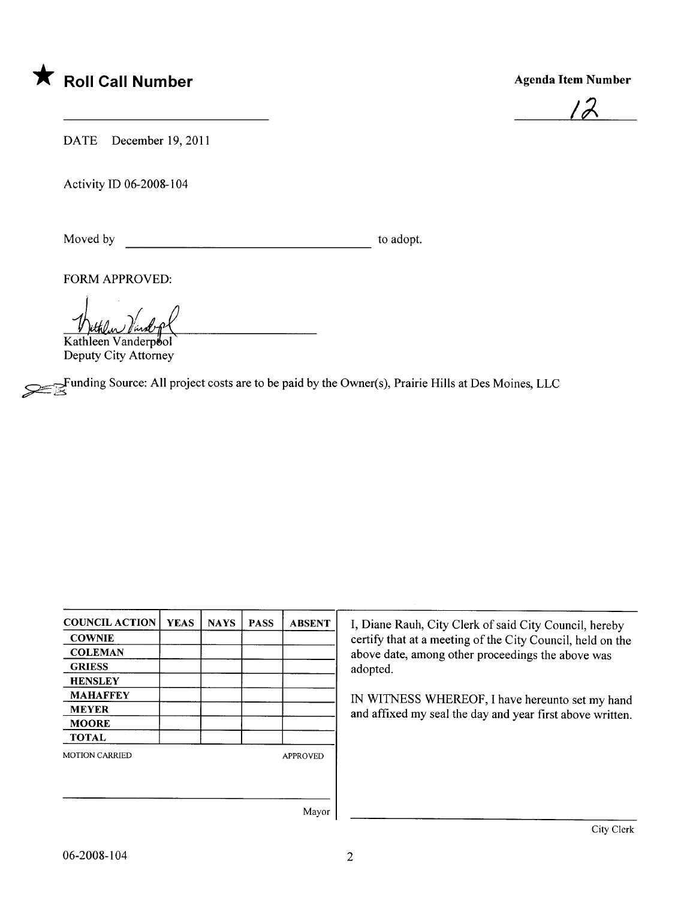★ **Roll Call Number**

______________________________

**Agenda Item Number**

12

DATE December 19, 2011

Activity ID 06-2008-104

Moved by ______________________________ to adopt.

FORM APPROVED:

Kathleen Vanderpool
Deputy City Attorney

Funding Source: All project costs are to be paid by the Owner(s), Prairie Hills at Des Moines, LLC

| COUNCIL ACTION | YEAS | NAYS | PASS | ABSENT |
|---|---|---|---|---|
| COWNIE | | | | |
| COLEMAN | | | | |
| GRIESS | | | | |
| HENSLEY | | | | |
| MAHAFFEY | | | | |
| MEYER | | | | |
| MOORE | | | | |
| TOTAL | | | | |

MOTION CARRIED APPROVED

______________________________
Mayor

I, Diane Rauh, City Clerk of said City Council, hereby certify that at a meeting of the City Council, held on the above date, among other proceedings the above was adopted.

IN WITNESS WHEREOF, I have hereunto set my hand and affixed my seal the day and year first above written.

______________________________
City Clerk

06-2008-104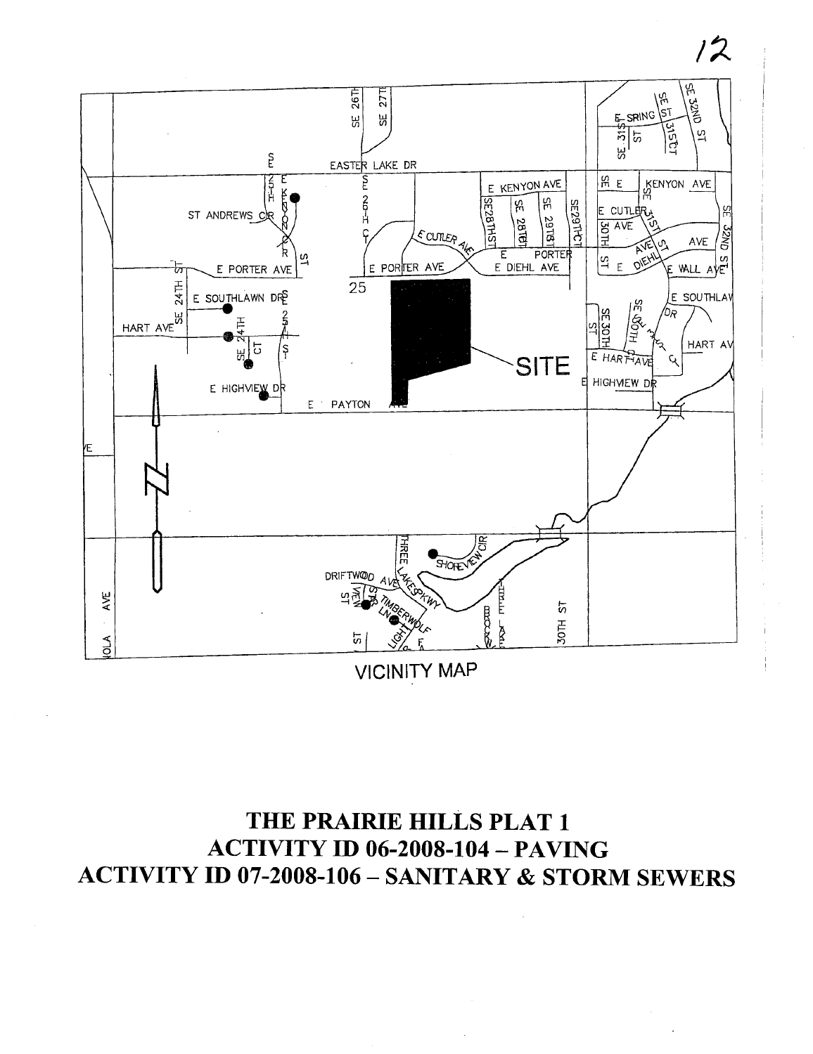VICINITY MAP

# THE PRAIRIE HILLS PLAT 1
# ACTIVITY ID 06-2008-104 – PAVING
# ACTIVITY ID 07-2008-106 – SANITARY & STORM SEWERS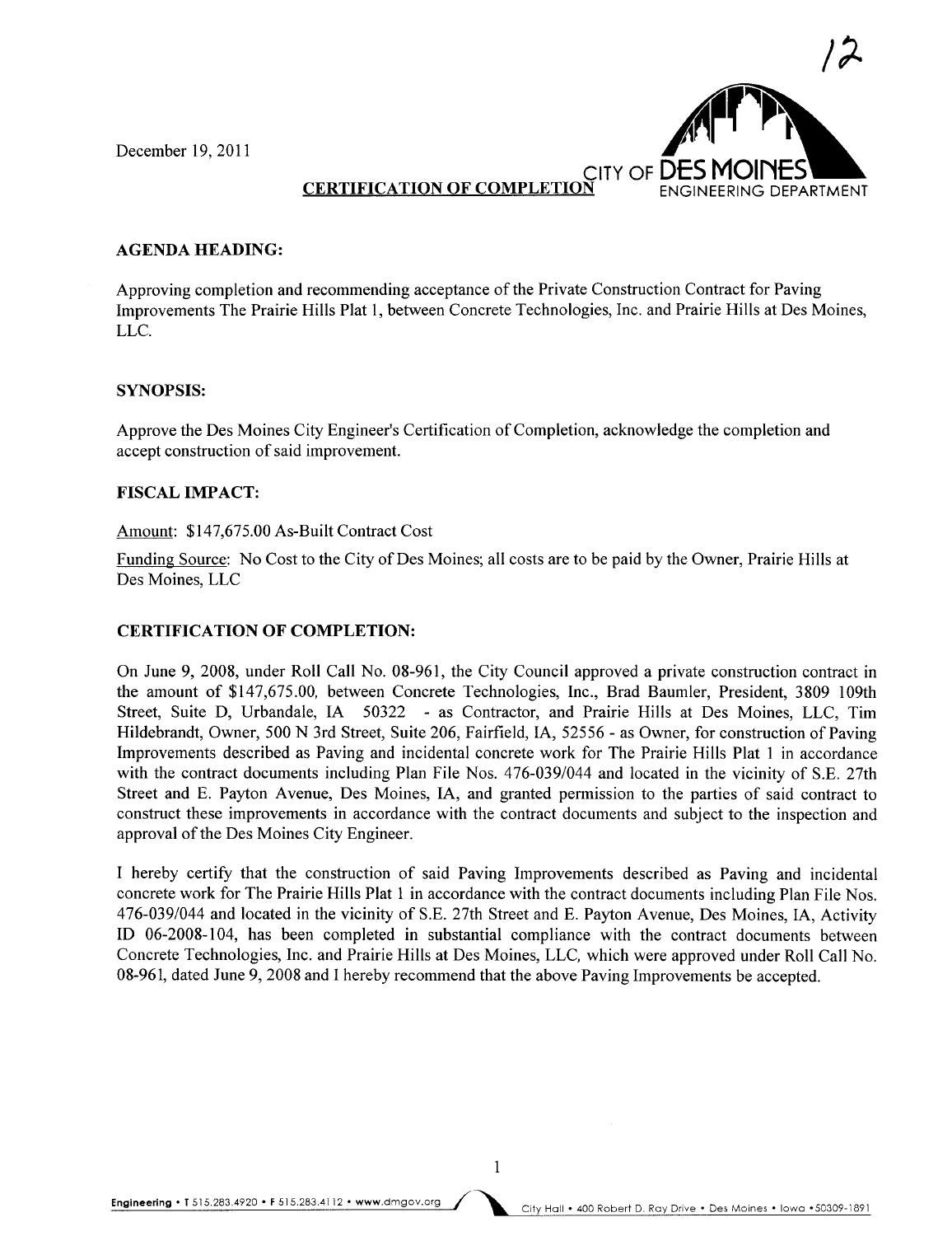12

December 19, 2011

CITY OF DES MOINES
ENGINEERING DEPARTMENT

**CERTIFICATION OF COMPLETION**

**AGENDA HEADING:**

Approving completion and recommending acceptance of the Private Construction Contract for Paving Improvements The Prairie Hills Plat 1, between Concrete Technologies, Inc. and Prairie Hills at Des Moines, LLC.

**SYNOPSIS:**

Approve the Des Moines City Engineer's Certification of Completion, acknowledge the completion and accept construction of said improvement.

**FISCAL IMPACT:**

Amount: $147,675.00 As-Built Contract Cost

Funding Source: No Cost to the City of Des Moines; all costs are to be paid by the Owner, Prairie Hills at Des Moines, LLC

**CERTIFICATION OF COMPLETION:**

On June 9, 2008, under Roll Call No. 08-961, the City Council approved a private construction contract in the amount of $147,675.00, between Concrete Technologies, Inc., Brad Baumler, President, 3809 109th Street, Suite D, Urbandale, IA 50322 - as Contractor, and Prairie Hills at Des Moines, LLC, Tim Hildebrandt, Owner, 500 N 3rd Street, Suite 206, Fairfield, IA, 52556 - as Owner, for construction of Paving Improvements described as Paving and incidental concrete work for The Prairie Hills Plat 1 in accordance with the contract documents including Plan File Nos. 476-039/044 and located in the vicinity of S.E. 27th Street and E. Payton Avenue, Des Moines, IA, and granted permission to the parties of said contract to construct these improvements in accordance with the contract documents and subject to the inspection and approval of the Des Moines City Engineer.

I hereby certify that the construction of said Paving Improvements described as Paving and incidental concrete work for The Prairie Hills Plat 1 in accordance with the contract documents including Plan File Nos. 476-039/044 and located in the vicinity of S.E. 27th Street and E. Payton Avenue, Des Moines, IA, Activity ID 06-2008-104, has been completed in substantial compliance with the contract documents between Concrete Technologies, Inc. and Prairie Hills at Des Moines, LLC, which were approved under Roll Call No. 08-961, dated June 9, 2008 and I hereby recommend that the above Paving Improvements be accepted.

Engineering • T 515.283.4920 • F 515.283.4112 • www.dmgov.org

City Hall • 400 Robert D. Ray Drive • Des Moines • Iowa • 50309-1891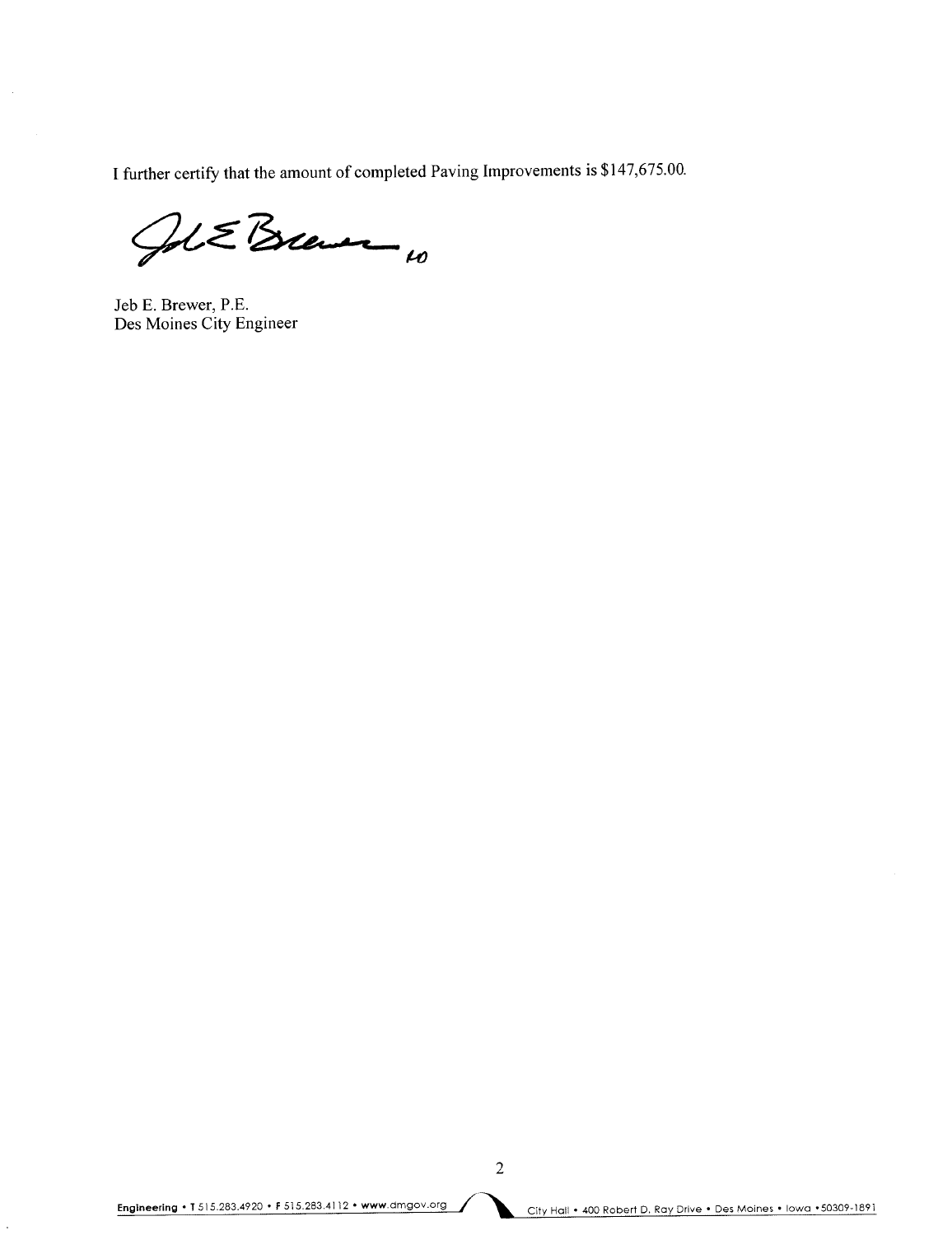I further certify that the amount of completed Paving Improvements is $147,675.00.

Jeb E. Brewer, P.E.
Des Moines City Engineer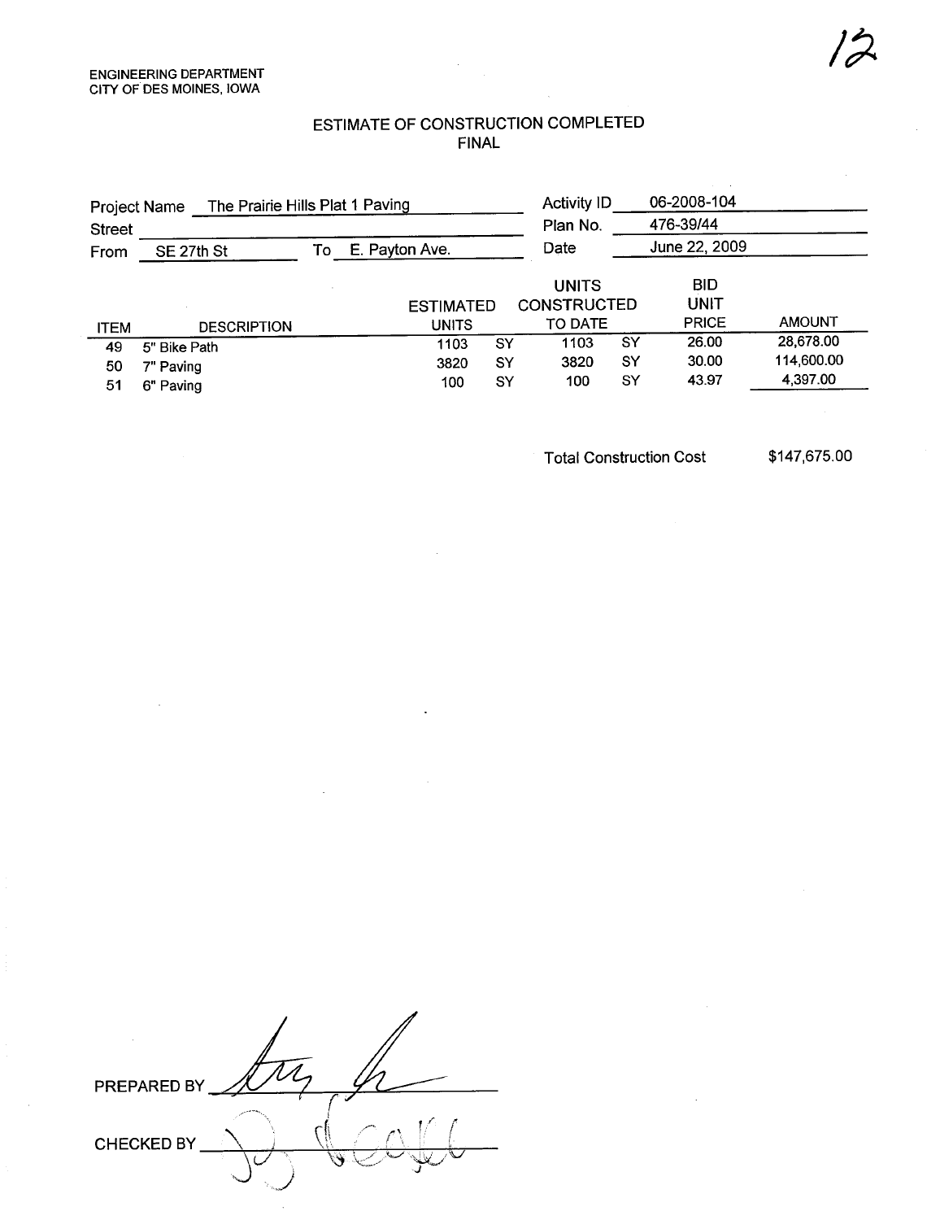ENGINEERING DEPARTMENT
CITY OF DES MOINES, IOWA

12

## ESTIMATE OF CONSTRUCTION COMPLETED
## FINAL

Project Name: The Prairie Hills Plat 1 Paving
Street:
From: SE 27th St To: E. Payton Ave.

Activity ID: 06-2008-104
Plan No.: 476-39/44
Date: June 22, 2009

| ITEM | DESCRIPTION | ESTIMATED UNITS | | UNITS CONSTRUCTED TO DATE | | BID UNIT PRICE | AMOUNT |
|---|---|---|---|---|---|---|---|
| 49 | 5" Bike Path | 1103 | SY | 1103 | SY | 26.00 | 28,678.00 |
| 50 | 7" Paving | 3820 | SY | 3820 | SY | 30.00 | 114,600.00 |
| 51 | 6" Paving | 100 | SY | 100 | SY | 43.97 | 4,397.00 |

Total Construction Cost $147,675.00

PREPARED BY ____________

CHECKED BY ____________